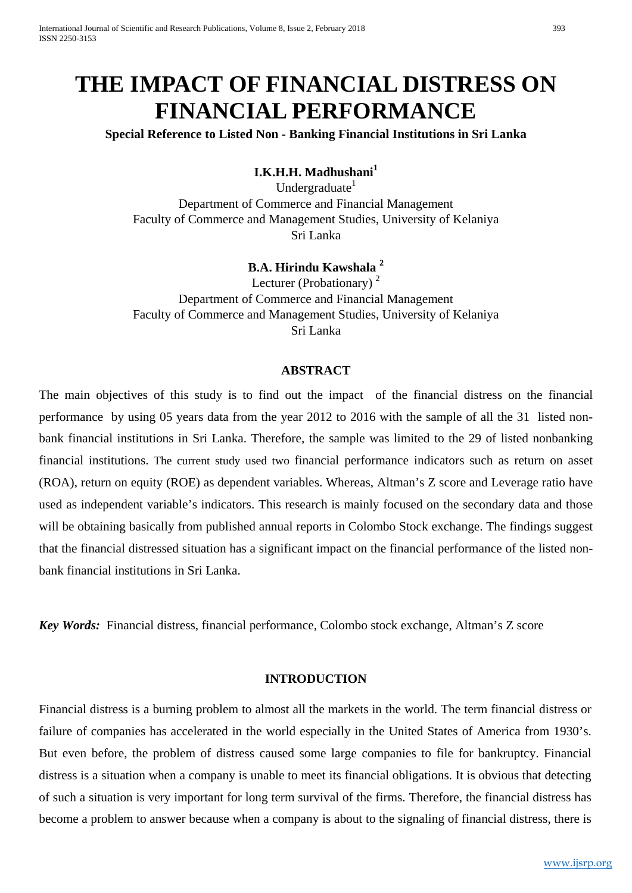# THE IMPACT OF FINANCIAL DISTRESS ON FINANCIAL PERFORMANCE

**Special Reference to Listed Non - Banking Financial Institutions in Sri Lanka**

**I.K.H.H. Madhushani[1]**
Undergraduate[1]
Department of Commerce and Financial Management
Faculty of Commerce and Management Studies, University of Kelaniya
Sri Lanka

**B.A. Hirindu Kawshala [2]**
Lecturer (Probationary) [2]
Department of Commerce and Financial Management
Faculty of Commerce and Management Studies, University of Kelaniya
Sri Lanka

## ABSTRACT

The main objectives of this study is to find out the impact of the financial distress on the financial performance by using 05 years data from the year 2012 to 2016 with the sample of all the 31 listed non-bank financial institutions in Sri Lanka. Therefore, the sample was limited to the 29 of listed nonbanking financial institutions. The current study used two financial performance indicators such as return on asset (ROA), return on equity (ROE) as dependent variables. Whereas, Altman's Z score and Leverage ratio have used as independent variable's indicators. This research is mainly focused on the secondary data and those will be obtaining basically from published annual reports in Colombo Stock exchange. The findings suggest that the financial distressed situation has a significant impact on the financial performance of the listed non-bank financial institutions in Sri Lanka.

***Key Words:*** Financial distress, financial performance, Colombo stock exchange, Altman's Z score

## INTRODUCTION

Financial distress is a burning problem to almost all the markets in the world. The term financial distress or failure of companies has accelerated in the world especially in the United States of America from 1930's. But even before, the problem of distress caused some large companies to file for bankruptcy. Financial distress is a situation when a company is unable to meet its financial obligations. It is obvious that detecting of such a situation is very important for long term survival of the firms. Therefore, the financial distress has become a problem to answer because when a company is about to the signaling of financial distress, there is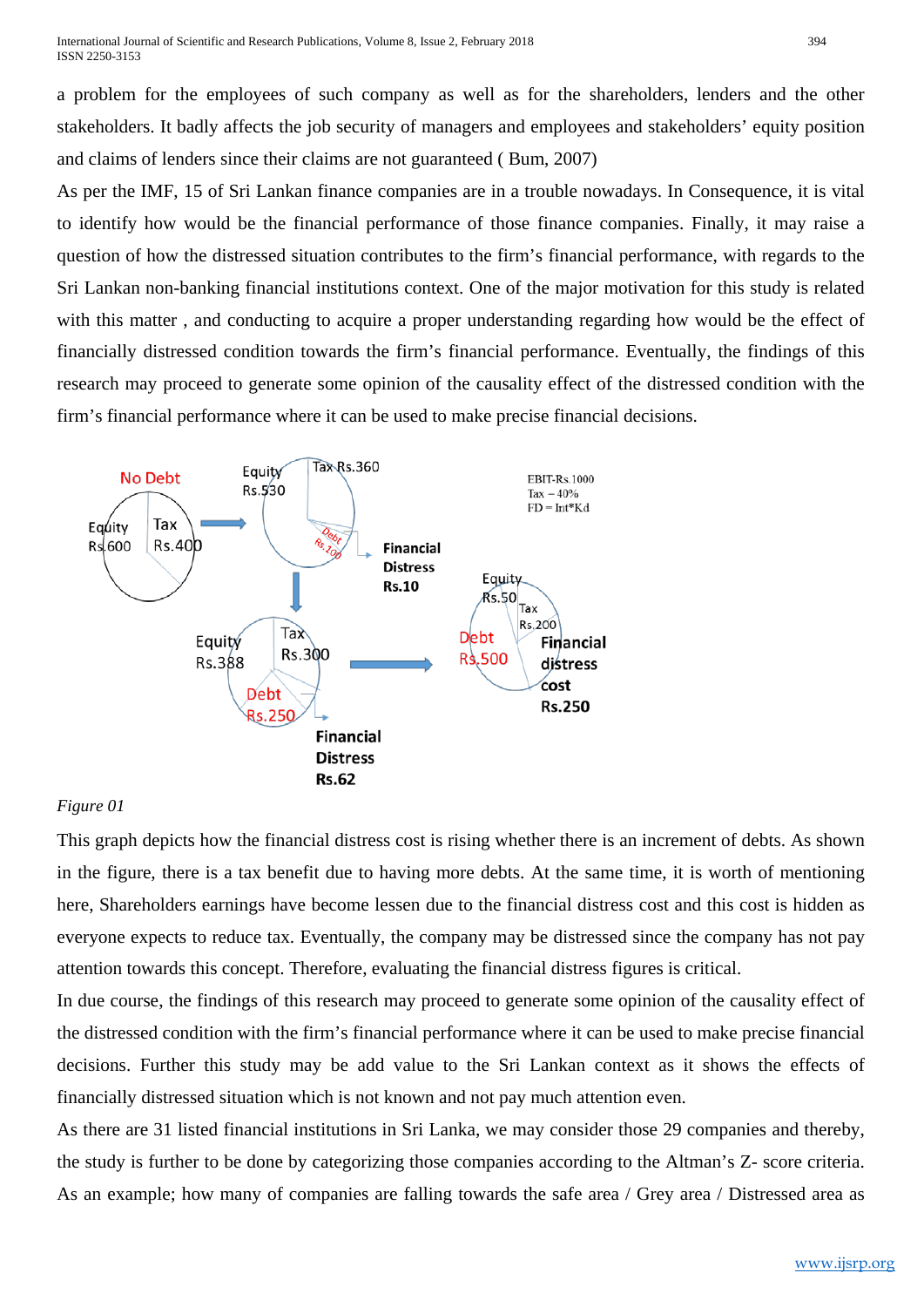a problem for the employees of such company as well as for the shareholders, lenders and the other stakeholders. It badly affects the job security of managers and employees and stakeholders' equity position and claims of lenders since their claims are not guaranteed ( Bum, 2007)

As per the IMF, 15 of Sri Lankan finance companies are in a trouble nowadays. In Consequence, it is vital to identify how would be the financial performance of those finance companies. Finally, it may raise a question of how the distressed situation contributes to the firm's financial performance, with regards to the Sri Lankan non-banking financial institutions context. One of the major motivation for this study is related with this matter , and conducting to acquire a proper understanding regarding how would be the effect of financially distressed condition towards the firm's financial performance. Eventually, the findings of this research may proceed to generate some opinion of the causality effect of the distressed condition with the firm's financial performance where it can be used to make precise financial decisions.

*Figure 01*

This graph depicts how the financial distress cost is rising whether there is an increment of debts. As shown in the figure, there is a tax benefit due to having more debts. At the same time, it is worth of mentioning here, Shareholders earnings have become lessen due to the financial distress cost and this cost is hidden as everyone expects to reduce tax. Eventually, the company may be distressed since the company has not pay attention towards this concept. Therefore, evaluating the financial distress figures is critical.

In due course, the findings of this research may proceed to generate some opinion of the causality effect of the distressed condition with the firm's financial performance where it can be used to make precise financial decisions. Further this study may be add value to the Sri Lankan context as it shows the effects of financially distressed situation which is not known and not pay much attention even.

As there are 31 listed financial institutions in Sri Lanka, we may consider those 29 companies and thereby, the study is further to be done by categorizing those companies according to the Altman's Z- score criteria. As an example; how many of companies are falling towards the safe area / Grey area / Distressed area as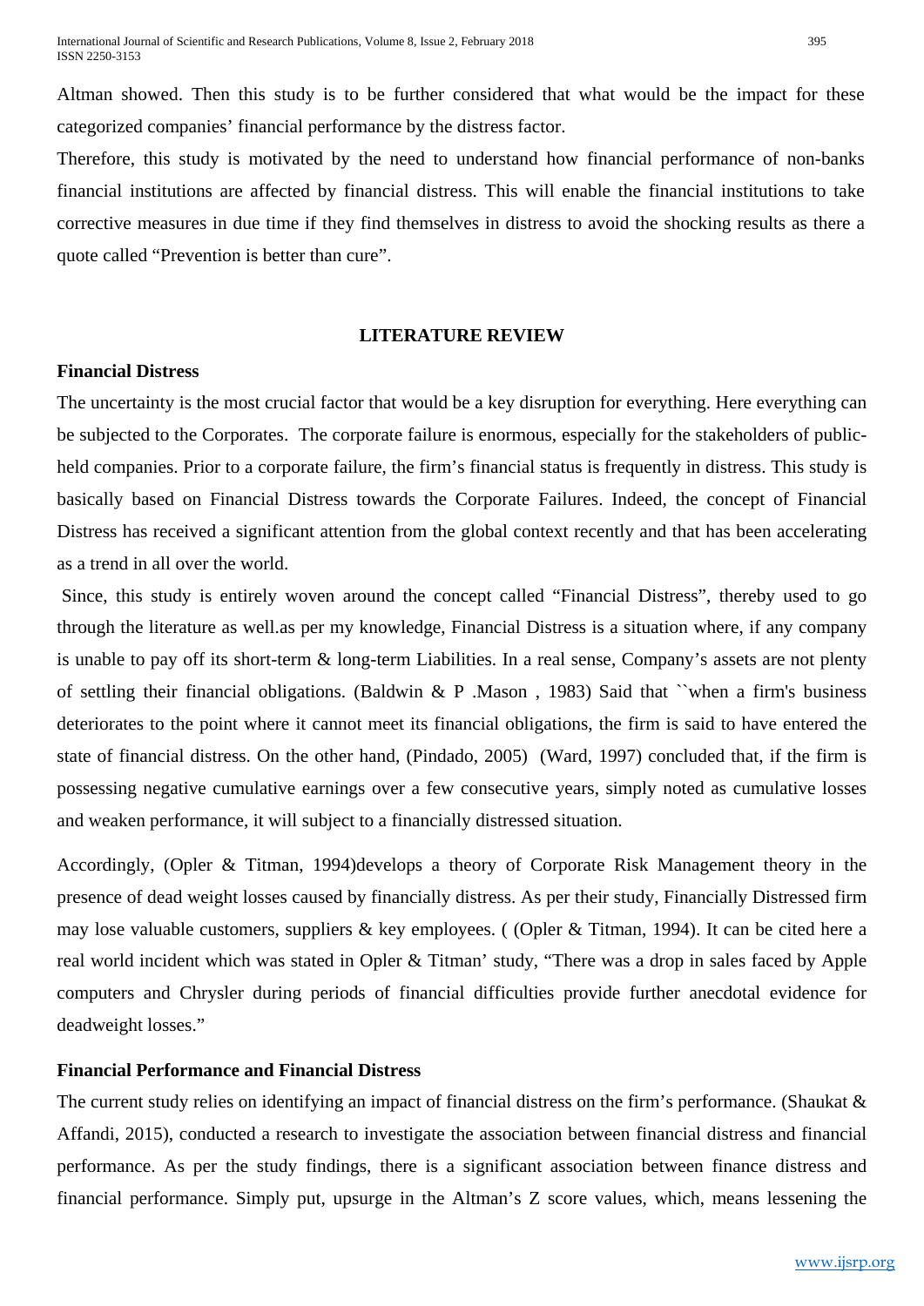Altman showed. Then this study is to be further considered that what would be the impact for these categorized companies' financial performance by the distress factor.

Therefore, this study is motivated by the need to understand how financial performance of non-banks financial institutions are affected by financial distress. This will enable the financial institutions to take corrective measures in due time if they find themselves in distress to avoid the shocking results as there a quote called "Prevention is better than cure".

## LITERATURE REVIEW

### Financial Distress

The uncertainty is the most crucial factor that would be a key disruption for everything. Here everything can be subjected to the Corporates. The corporate failure is enormous, especially for the stakeholders of public-held companies. Prior to a corporate failure, the firm's financial status is frequently in distress. This study is basically based on Financial Distress towards the Corporate Failures. Indeed, the concept of Financial Distress has received a significant attention from the global context recently and that has been accelerating as a trend in all over the world.

Since, this study is entirely woven around the concept called "Financial Distress", thereby used to go through the literature as well.as per my knowledge, Financial Distress is a situation where, if any company is unable to pay off its short-term & long-term Liabilities. In a real sense, Company's assets are not plenty of settling their financial obligations. (Baldwin & P .Mason , 1983) Said that ``when a firm's business deteriorates to the point where it cannot meet its financial obligations, the firm is said to have entered the state of financial distress. On the other hand, (Pindado, 2005) (Ward, 1997) concluded that, if the firm is possessing negative cumulative earnings over a few consecutive years, simply noted as cumulative losses and weaken performance, it will subject to a financially distressed situation.

Accordingly, (Opler & Titman, 1994)develops a theory of Corporate Risk Management theory in the presence of dead weight losses caused by financially distress. As per their study, Financially Distressed firm may lose valuable customers, suppliers & key employees. ( (Opler & Titman, 1994). It can be cited here a real world incident which was stated in Opler & Titman' study, "There was a drop in sales faced by Apple computers and Chrysler during periods of financial difficulties provide further anecdotal evidence for deadweight losses."

### Financial Performance and Financial Distress

The current study relies on identifying an impact of financial distress on the firm's performance. (Shaukat & Affandi, 2015), conducted a research to investigate the association between financial distress and financial performance. As per the study findings, there is a significant association between finance distress and financial performance. Simply put, upsurge in the Altman's Z score values, which, means lessening the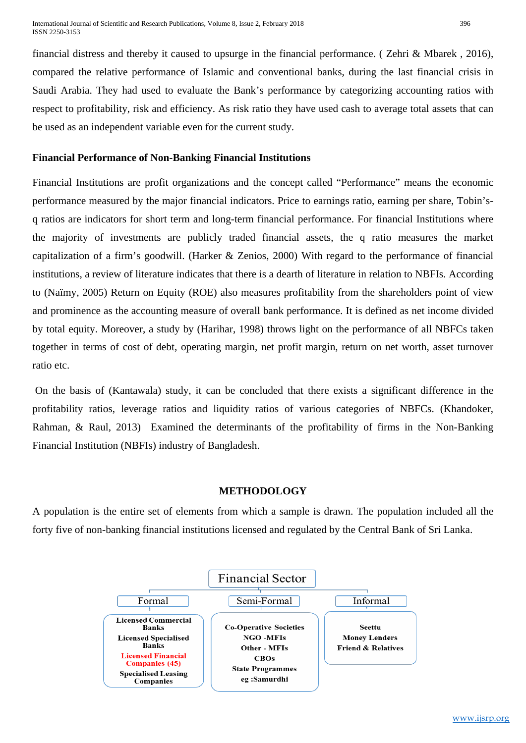financial distress and thereby it caused to upsurge in the financial performance. ( Zehri & Mbarek , 2016), compared the relative performance of Islamic and conventional banks, during the last financial crisis in Saudi Arabia. They had used to evaluate the Bank's performance by categorizing accounting ratios with respect to profitability, risk and efficiency. As risk ratio they have used cash to average total assets that can be used as an independent variable even for the current study.

**Financial Performance of Non-Banking Financial Institutions**

Financial Institutions are profit organizations and the concept called "Performance" means the economic performance measured by the major financial indicators. Price to earnings ratio, earning per share, Tobin's-q ratios are indicators for short term and long-term financial performance. For financial Institutions where the majority of investments are publicly traded financial assets, the q ratio measures the market capitalization of a firm's goodwill. (Harker & Zenios, 2000) With regard to the performance of financial institutions, a review of literature indicates that there is a dearth of literature in relation to NBFIs. According to (Naïmy, 2005) Return on Equity (ROE) also measures profitability from the shareholders point of view and prominence as the accounting measure of overall bank performance. It is defined as net income divided by total equity. Moreover, a study by (Harihar, 1998) throws light on the performance of all NBFCs taken together in terms of cost of debt, operating margin, net profit margin, return on net worth, asset turnover ratio etc.

On the basis of (Kantawala) study, it can be concluded that there exists a significant difference in the profitability ratios, leverage ratios and liquidity ratios of various categories of NBFCs. (Khandoker, Rahman, & Raul, 2013) Examined the determinants of the profitability of firms in the Non-Banking Financial Institution (NBFIs) industry of Bangladesh.

## METHODOLOGY

A population is the entire set of elements from which a sample is drawn. The population included all the forty five of non-banking financial institutions licensed and regulated by the Central Bank of Sri Lanka.

**Financial Sector**

| Formal | Semi-Formal | Informal |
|---|---|---|
| Licensed Commercial Banks | Co-Operative Societies | Seettu |
| Licensed Specialised Banks | NGO -MFIs | Money Lenders |
| Licensed Financial Companies (45) | Other - MFIs | Friend & Relatives |
| Specialised Leasing Companies | CBOs | |
| | State Programmes eg :Samurdhi | |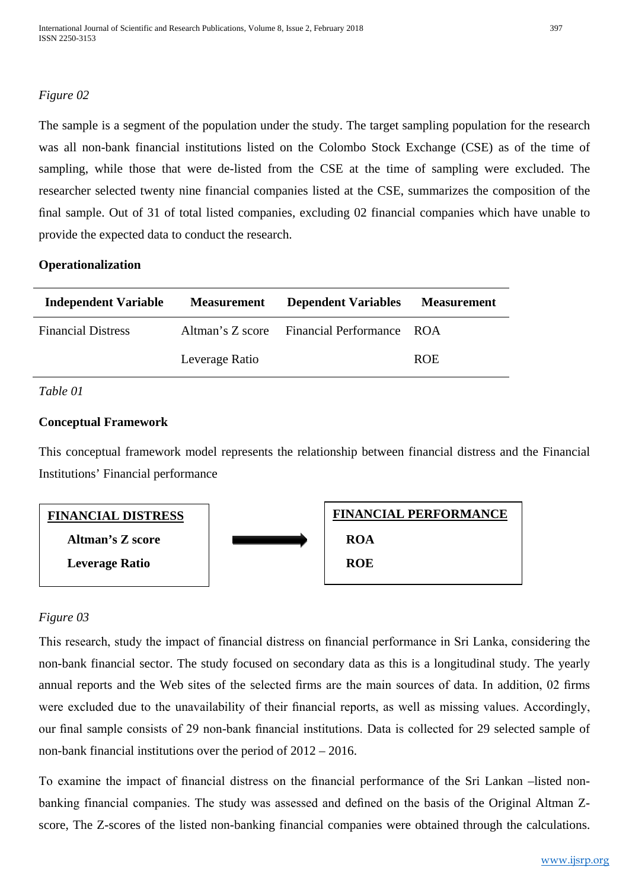*Figure 02*

The sample is a segment of the population under the study. The target sampling population for the research was all non-bank financial institutions listed on the Colombo Stock Exchange (CSE) as of the time of sampling, while those that were de-listed from the CSE at the time of sampling were excluded. The researcher selected twenty nine financial companies listed at the CSE, summarizes the composition of the final sample. Out of 31 of total listed companies, excluding 02 financial companies which have unable to provide the expected data to conduct the research.

**Operationalization**

| Independent Variable | Measurement | Dependent Variables | Measurement |
|---|---|---|---|
| Financial Distress | Altman's Z score | Financial Performance | ROA |
| | Leverage Ratio | | ROE |

*Table 01*

**Conceptual Framework**

This conceptual framework model represents the relationship between financial distress and the Financial Institutions' Financial performance

| FINANCIAL DISTRESS | | FINANCIAL PERFORMANCE |
|---|---|---|
| Altman's Z score | → | ROA |
| Leverage Ratio | | ROE |

*Figure 03*

This research, study the impact of financial distress on financial performance in Sri Lanka, considering the non-bank financial sector. The study focused on secondary data as this is a longitudinal study. The yearly annual reports and the Web sites of the selected firms are the main sources of data. In addition, 02 firms were excluded due to the unavailability of their financial reports, as well as missing values. Accordingly, our final sample consists of 29 non-bank financial institutions. Data is collected for 29 selected sample of non-bank financial institutions over the period of 2012 – 2016.

To examine the impact of financial distress on the financial performance of the Sri Lankan –listed non-banking financial companies. The study was assessed and defined on the basis of the Original Altman Z-score, The Z-scores of the listed non-banking financial companies were obtained through the calculations.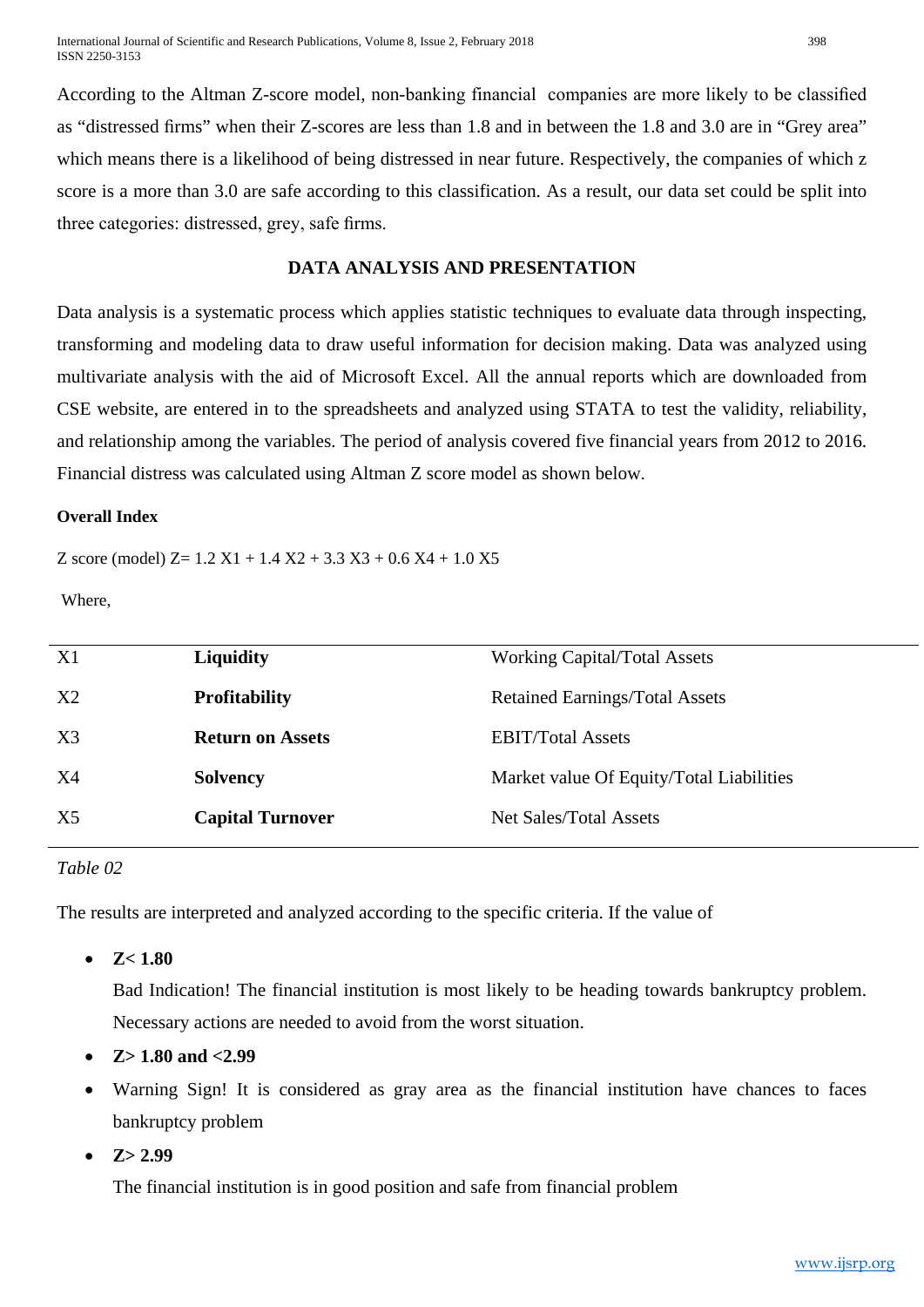According to the Altman Z-score model, non-banking financial companies are more likely to be classified as "distressed firms" when their Z-scores are less than 1.8 and in between the 1.8 and 3.0 are in "Grey area" which means there is a likelihood of being distressed in near future. Respectively, the companies of which z score is a more than 3.0 are safe according to this classification. As a result, our data set could be split into three categories: distressed, grey, safe firms.

## DATA ANALYSIS AND PRESENTATION

Data analysis is a systematic process which applies statistic techniques to evaluate data through inspecting, transforming and modeling data to draw useful information for decision making. Data was analyzed using multivariate analysis with the aid of Microsoft Excel. All the annual reports which are downloaded from CSE website, are entered in to the spreadsheets and analyzed using STATA to test the validity, reliability, and relationship among the variables. The period of analysis covered five financial years from 2012 to 2016. Financial distress was calculated using Altman Z score model as shown below.

**Overall Index**

Z score (model) $Z = 1.2\ X1 + 1.4\ X2 + 3.3\ X3 + 0.6\ X4 + 1.0\ X5$

Where,

| | | |
|---|---|---|
| X1 | **Liquidity** | Working Capital/Total Assets |
| X2 | **Profitability** | Retained Earnings/Total Assets |
| X3 | **Return on Assets** | EBIT/Total Assets |
| X4 | **Solvency** | Market value Of Equity/Total Liabilities |
| X5 | **Capital Turnover** | Net Sales/Total Assets |

*Table 02*

The results are interpreted and analyzed according to the specific criteria. If the value of

- **Z< 1.80**

  Bad Indication! The financial institution is most likely to be heading towards bankruptcy problem. Necessary actions are needed to avoid from the worst situation.

- **Z> 1.80 and <2.99**
- Warning Sign! It is considered as gray area as the financial institution have chances to faces bankruptcy problem
- **Z> 2.99**

  The financial institution is in good position and safe from financial problem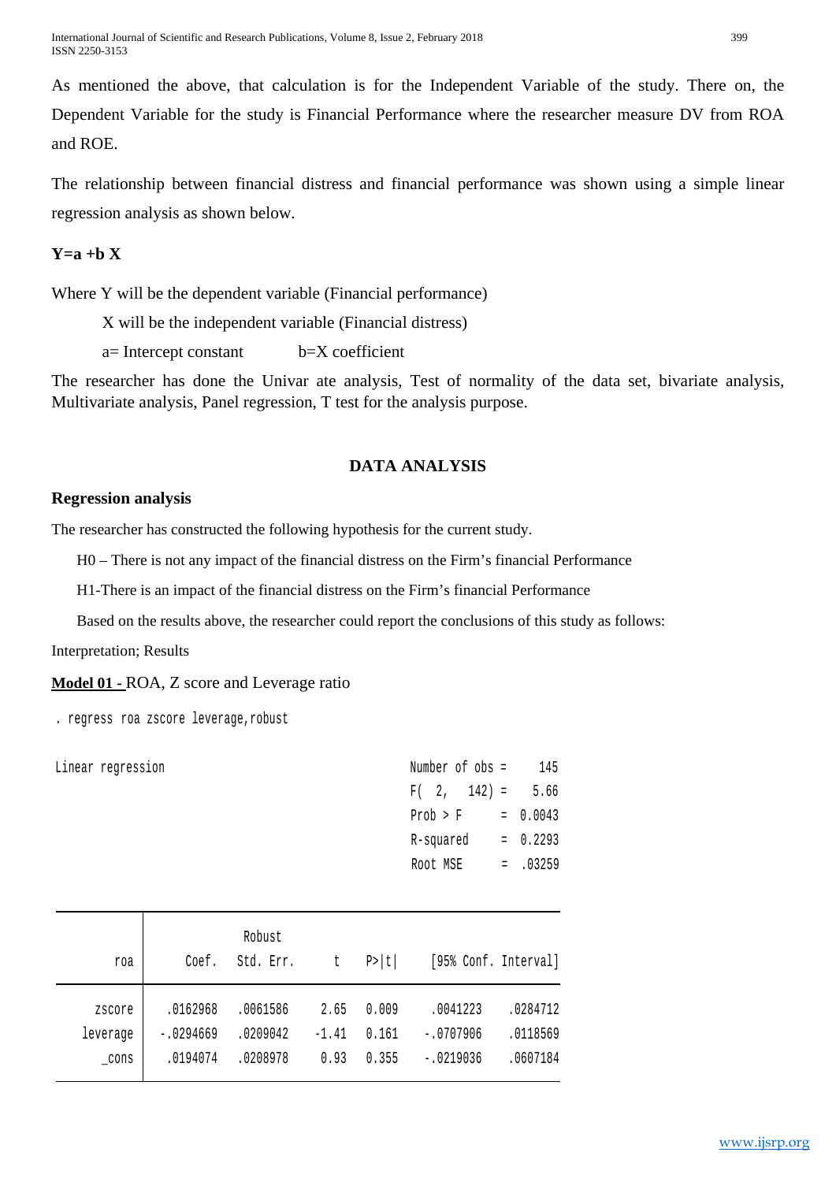As mentioned the above, that calculation is for the Independent Variable of the study. There on, the Dependent Variable for the study is Financial Performance where the researcher measure DV from ROA and ROE.

The relationship between financial distress and financial performance was shown using a simple linear regression analysis as shown below.

**Y=a +b X**

Where Y will be the dependent variable (Financial performance)

X will be the independent variable (Financial distress)

a= Intercept constant b=X coefficient

The researcher has done the Univar ate analysis, Test of normality of the data set, bivariate analysis, Multivariate analysis, Panel regression, T test for the analysis purpose.

## DATA ANALYSIS

### Regression analysis

The researcher has constructed the following hypothesis for the current study.

H0 – There is not any impact of the financial distress on the Firm's financial Performance

H1-There is an impact of the financial distress on the Firm's financial Performance

Based on the results above, the researcher could report the conclusions of this study as follows:

Interpretation; Results

**Model 01 -** ROA, Z score and Leverage ratio

```
. regress roa zscore leverage,robust

Linear regression                               Number of obs =     145
                                                F(  2,    142) =    5.66
                                                Prob > F      =  0.0043
                                                R-squared     =  0.2293
                                                Root MSE      =  .03259
```

| roa | Coef. | Robust Std. Err. | t | P>\|t\| | [95% Conf. | Interval] |
|---|---|---|---|---|---|---|
| zscore | .0162968 | .0061586 | 2.65 | 0.009 | .0041223 | .0284712 |
| leverage | -.0294669 | .0209042 | -1.41 | 0.161 | -.0707906 | .0118569 |
| _cons | .0194074 | .0208978 | 0.93 | 0.355 | -.0219036 | .0607184 |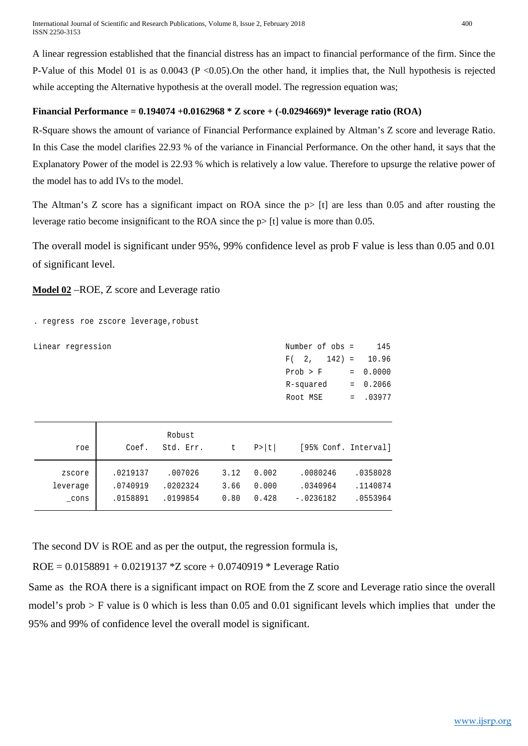A linear regression established that the financial distress has an impact to financial performance of the firm. Since the P-Value of this Model 01 is as 0.0043 ($P < 0.05$).On the other hand, it implies that, the Null hypothesis is rejected while accepting the Alternative hypothesis at the overall model. The regression equation was;

**Financial Performance = 0.194074 +0.0162968 * Z score + (-0.0294669)* leverage ratio (ROA)**

R-Square shows the amount of variance of Financial Performance explained by Altman's Z score and leverage Ratio. In this Case the model clarifies 22.93 % of the variance in Financial Performance. On the other hand, it says that the Explanatory Power of the model is 22.93 % which is relatively a low value. Therefore to upsurge the relative power of the model has to add IVs to the model.

The Altman's Z score has a significant impact on ROA since the p> [t] are less than 0.05 and after rousting the leverage ratio become insignificant to the ROA since the p> [t] value is more than 0.05.

The overall model is significant under 95%, 99% confidence level as prob F value is less than 0.05 and 0.01 of significant level.

**Model 02** –ROE, Z score and Leverage ratio

```
. regress roe zscore leverage,robust

Linear regression                                      Number of obs =     145
                                                       F(  2,    142) =   10.96
                                                       Prob > F      =  0.0000
                                                       R-squared     =  0.2066
                                                       Root MSE      =  .03977
```

| roe | Coef. | Robust Std. Err. | t | P>\|t\| | [95% Conf. | Interval] |
|---|---|---|---|---|---|---|
| zscore | .0219137 | .007026 | 3.12 | 0.002 | .0080246 | .0358028 |
| leverage | .0740919 | .0202324 | 3.66 | 0.000 | .0340964 | .1140874 |
| _cons | .0158891 | .0199854 | 0.80 | 0.428 | -.0236182 | .0553964 |

The second DV is ROE and as per the output, the regression formula is,

ROE = 0.0158891 + 0.0219137 *Z score + 0.0740919 * Leverage Ratio

Same as the ROA there is a significant impact on ROE from the Z score and Leverage ratio since the overall model's prob > F value is 0 which is less than 0.05 and 0.01 significant levels which implies that under the 95% and 99% of confidence level the overall model is significant.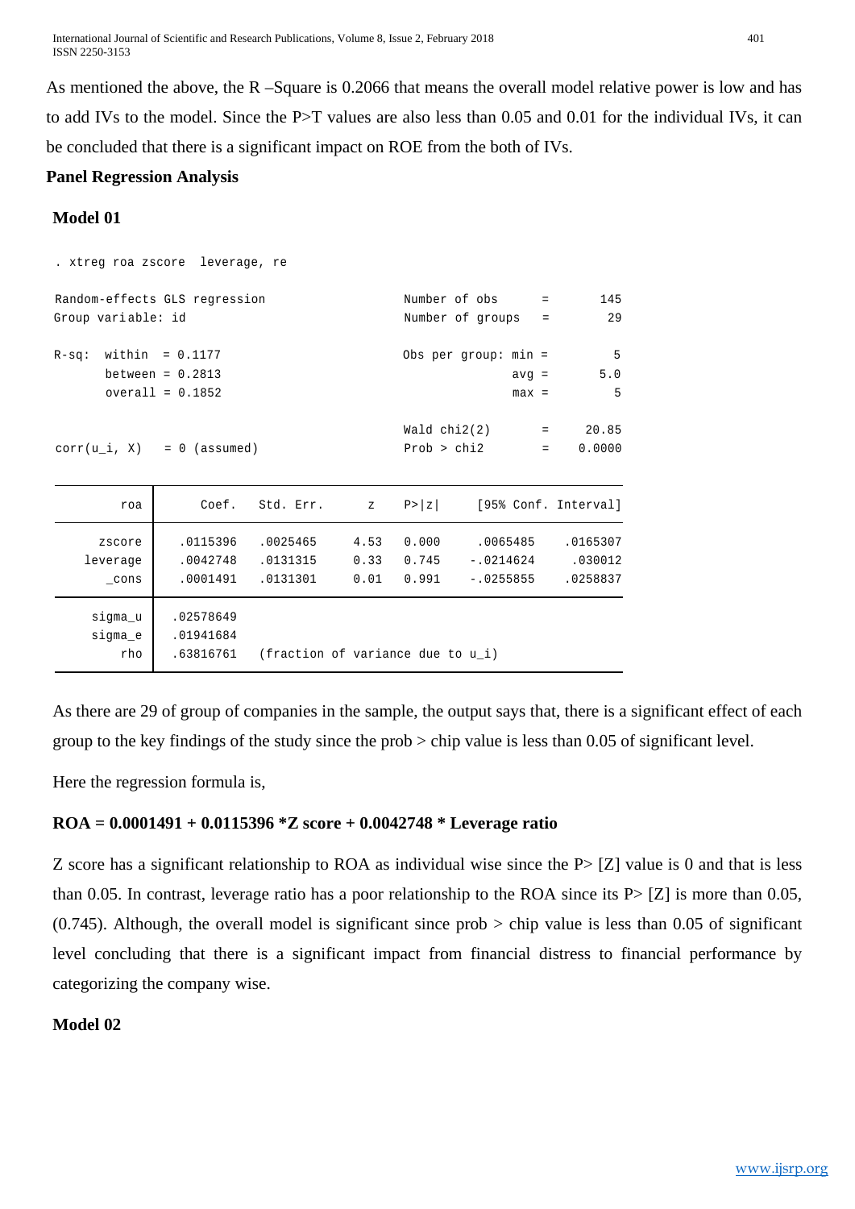As mentioned the above, the R –Square is 0.2066 that means the overall model relative power is low and has to add IVs to the model. Since the P>T values are also less than 0.05 and 0.01 for the individual IVs, it can be concluded that there is a significant impact on ROE from the both of IVs.

**Panel Regression Analysis**

**Model 01**

```
. xtreg roa zscore  leverage, re

Random-effects GLS regression                   Number of obs      =       145
Group variable: id                              Number of groups   =        29

R-sq:  within  = 0.1177                         Obs per group: min =         5
       between = 0.2813                                        avg =       5.0
       overall = 0.1852                                        max =         5

                                                Wald chi2(2)       =     20.85
corr(u_i, X)   = 0 (assumed)                    Prob > chi2        =    0.0000

------------------------------------------------------------------------------
         roa |      Coef.   Std. Err.      z    P>|z|     [95% Conf. Interval]
-------------+----------------------------------------------------------------
      zscore |   .0115396   .0025465     4.53   0.000     .0065485    .0165307
    leverage |   .0042748   .0131315     0.33   0.745    -.0214624     .030012
       _cons |   .0001491   .0131301     0.01   0.991    -.0255855    .0258837
-------------+----------------------------------------------------------------
     sigma_u |  .02578649
     sigma_e |  .01941684
         rho |  .63816761   (fraction of variance due to u_i)
------------------------------------------------------------------------------
```

As there are 29 of group of companies in the sample, the output says that, there is a significant effect of each group to the key findings of the study since the prob > chip value is less than 0.05 of significant level.

Here the regression formula is,

**ROA = 0.0001491 + 0.0115396 *Z score + 0.0042748 * Leverage ratio**

Z score has a significant relationship to ROA as individual wise since the P> [Z] value is 0 and that is less than 0.05. In contrast, leverage ratio has a poor relationship to the ROA since its P> [Z] is more than 0.05, (0.745). Although, the overall model is significant since prob > chip value is less than 0.05 of significant level concluding that there is a significant impact from financial distress to financial performance by categorizing the company wise.

**Model 02**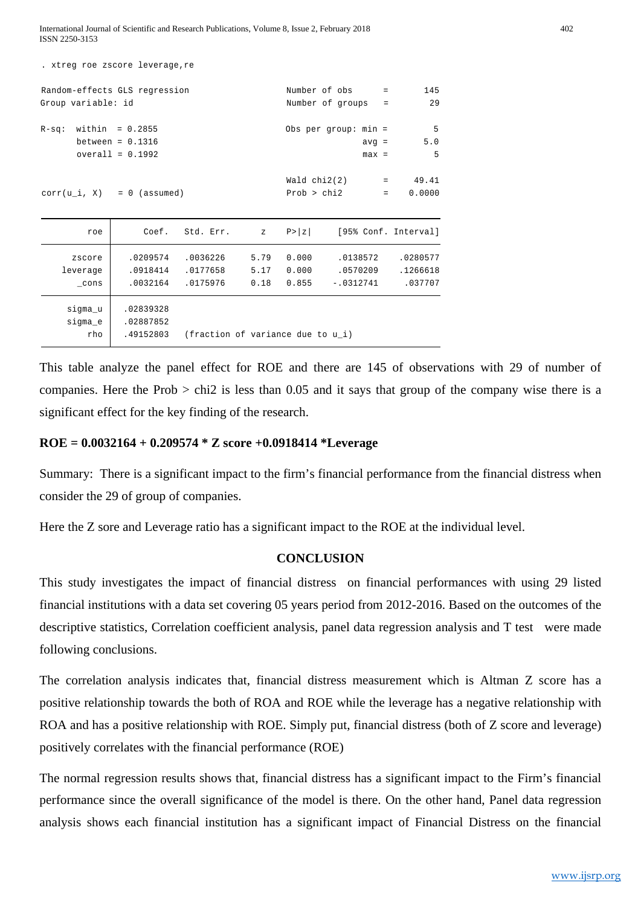```
. xtreg roe zscore leverage,re

Random-effects GLS regression                   Number of obs      =       145
Group variable: id                              Number of groups   =        29

R-sq:  within  = 0.2855                         Obs per group: min =         5
       between = 0.1316                                        avg =       5.0
       overall = 0.1992                                        max =         5

                                                Wald chi2(2)       =     49.41
corr(u_i, X)   = 0 (assumed)                    Prob > chi2        =    0.0000

------------------------------------------------------------------------------
         roe |      Coef.   Std. Err.      z    P>|z|     [95% Conf. Interval]
-------------+----------------------------------------------------------------
      zscore |   .0209574   .0036226     5.79   0.000     .0138572    .0280577
    leverage |   .0918414   .0177658     5.17   0.000     .0570209    .1266618
       _cons |   .0032164   .0175976     0.18   0.855    -.0312741     .037707
-------------+----------------------------------------------------------------
     sigma_u |  .02839328
     sigma_e |  .02887852
         rho |  .49152803   (fraction of variance due to u_i)
------------------------------------------------------------------------------
```

This table analyze the panel effect for ROE and there are 145 of observations with 29 of number of companies. Here the Prob > chi2 is less than 0.05 and it says that group of the company wise there is a significant effect for the key finding of the research.

**ROE = 0.0032164 + 0.209574 * Z score +0.0918414 *Leverage**

Summary: There is a significant impact to the firm's financial performance from the financial distress when consider the 29 of group of companies.

Here the Z sore and Leverage ratio has a significant impact to the ROE at the individual level.

## CONCLUSION

This study investigates the impact of financial distress on financial performances with using 29 listed financial institutions with a data set covering 05 years period from 2012-2016. Based on the outcomes of the descriptive statistics, Correlation coefficient analysis, panel data regression analysis and T test were made following conclusions.

The correlation analysis indicates that, financial distress measurement which is Altman Z score has a positive relationship towards the both of ROA and ROE while the leverage has a negative relationship with ROA and has a positive relationship with ROE. Simply put, financial distress (both of Z score and leverage) positively correlates with the financial performance (ROE)

The normal regression results shows that, financial distress has a significant impact to the Firm's financial performance since the overall significance of the model is there. On the other hand, Panel data regression analysis shows each financial institution has a significant impact of Financial Distress on the financial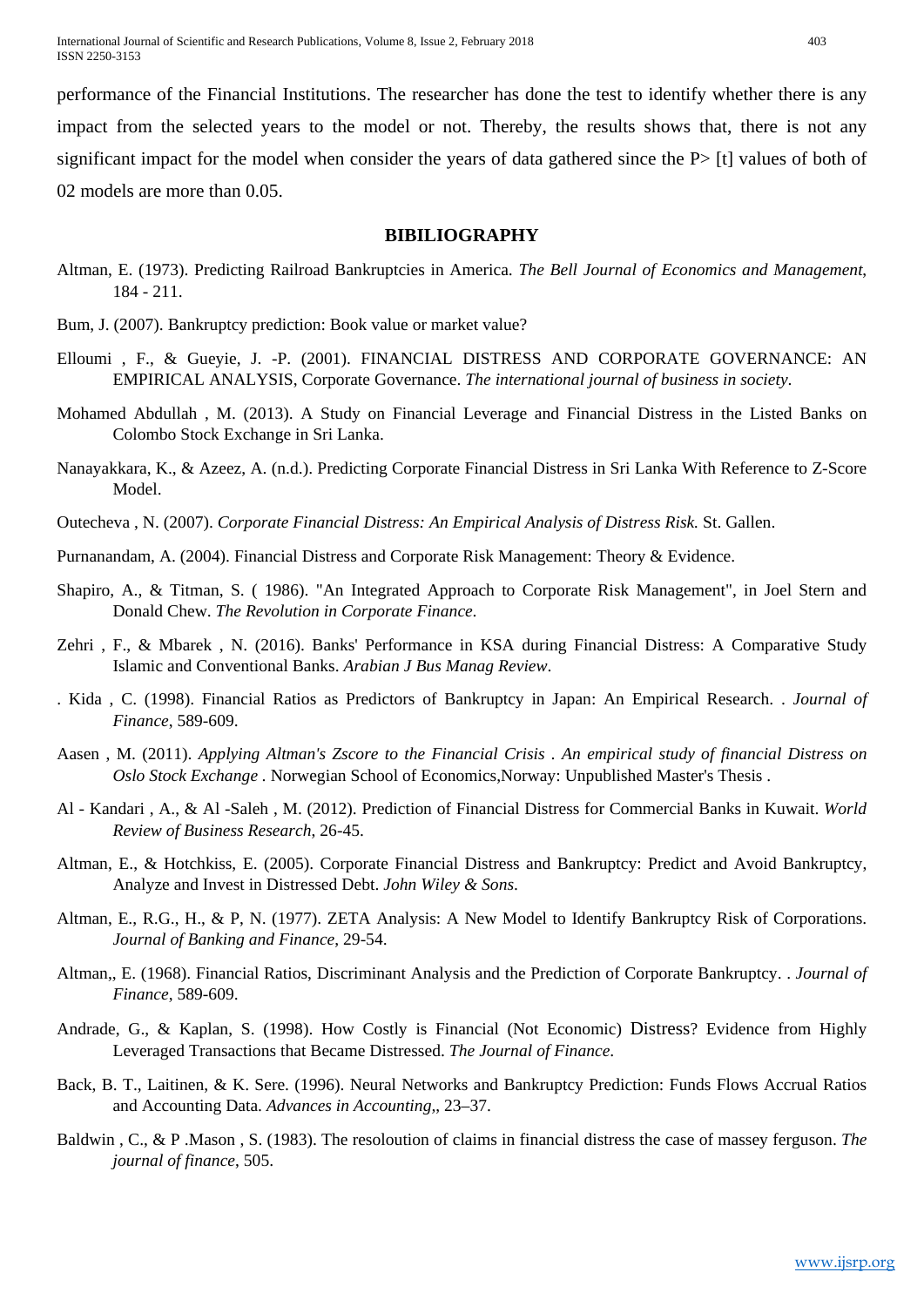performance of the Financial Institutions. The researcher has done the test to identify whether there is any impact from the selected years to the model or not. Thereby, the results shows that, there is not any significant impact for the model when consider the years of data gathered since the P> [t] values of both of 02 models are more than 0.05.

## BIBILIOGRAPHY

Altman, E. (1973). Predicting Railroad Bankruptcies in America. *The Bell Journal of Economics and Management*, 184 - 211.

Bum, J. (2007). Bankruptcy prediction: Book value or market value?

Elloumi , F., & Gueyie, J. -P. (2001). FINANCIAL DISTRESS AND CORPORATE GOVERNANCE: AN EMPIRICAL ANALYSIS, Corporate Governance. *The international journal of business in society.*

Mohamed Abdullah , M. (2013). A Study on Financial Leverage and Financial Distress in the Listed Banks on Colombo Stock Exchange in Sri Lanka.

Nanayakkara, K., & Azeez, A. (n.d.). Predicting Corporate Financial Distress in Sri Lanka With Reference to Z-Score Model.

Outecheva , N. (2007). *Corporate Financial Distress: An Empirical Analysis of Distress Risk.* St. Gallen.

Purnanandam, A. (2004). Financial Distress and Corporate Risk Management: Theory & Evidence.

Shapiro, A., & Titman, S. ( 1986). "An Integrated Approach to Corporate Risk Management", in Joel Stern and Donald Chew. *The Revolution in Corporate Finance*.

Zehri , F., & Mbarek , N. (2016). Banks' Performance in KSA during Financial Distress: A Comparative Study Islamic and Conventional Banks. *Arabian J Bus Manag Review*.

. Kida , C. (1998). Financial Ratios as Predictors of Bankruptcy in Japan: An Empirical Research. . *Journal of Finance*, 589-609.

Aasen , M. (2011). *Applying Altman's Zscore to the Financial Crisis . An empirical study of financial Distress on Oslo Stock Exchange* . Norwegian School of Economics,Norway: Unpublished Master's Thesis .

Al - Kandari , A., & Al -Saleh , M. (2012). Prediction of Financial Distress for Commercial Banks in Kuwait. *World Review of Business Research*, 26-45.

Altman, E., & Hotchkiss, E. (2005). Corporate Financial Distress and Bankruptcy: Predict and Avoid Bankruptcy, Analyze and Invest in Distressed Debt. *John Wiley & Sons.*

Altman, E., R.G., H., & P, N. (1977). ZETA Analysis: A New Model to Identify Bankruptcy Risk of Corporations. *Journal of Banking and Finance*, 29-54.

Altman,, E. (1968). Financial Ratios, Discriminant Analysis and the Prediction of Corporate Bankruptcy. . *Journal of Finance*, 589-609.

Andrade, G., & Kaplan, S. (1998). How Costly is Financial (Not Economic) Distress? Evidence from Highly Leveraged Transactions that Became Distressed. *The Journal of Finance.*

Back, B. T., Laitinen, & K. Sere. (1996). Neural Networks and Bankruptcy Prediction: Funds Flows Accrual Ratios and Accounting Data. *Advances in Accounting,*, 23–37.

Baldwin , C., & P .Mason , S. (1983). The resoloution of claims in financial distress the case of massey ferguson. *The journal of finance*, 505.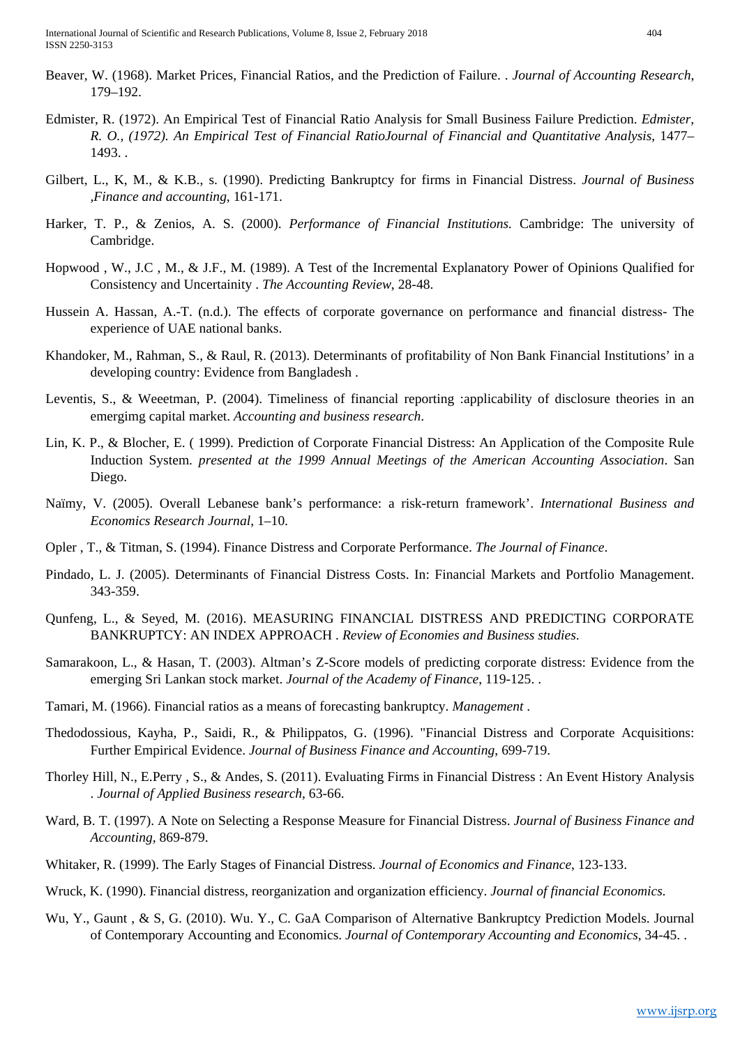Beaver, W. (1968). Market Prices, Financial Ratios, and the Prediction of Failure. . *Journal of Accounting Research*, 179–192.

Edmister, R. (1972). An Empirical Test of Financial Ratio Analysis for Small Business Failure Prediction. *Edmister, R. O., (1972). An Empirical Test of Financial RatioJournal of Financial and Quantitative Analysis*, 1477–1493. .

Gilbert, L., K, M., & K.B., s. (1990). Predicting Bankruptcy for firms in Financial Distress. *Journal of Business ,Finance and accounting*, 161-171.

Harker, T. P., & Zenios, A. S. (2000). *Performance of Financial Institutions.* Cambridge: The university of Cambridge.

Hopwood , W., J.C , M., & J.F., M. (1989). A Test of the Incremental Explanatory Power of Opinions Qualified for Consistency and Uncertainity . *The Accounting Review*, 28-48.

Hussein A. Hassan, A.-T. (n.d.). The effects of corporate governance on performance and financial distress- The experience of UAE national banks.

Khandoker, M., Rahman, S., & Raul, R. (2013). Determinants of profitability of Non Bank Financial Institutions' in a developing country: Evidence from Bangladesh .

Leventis, S., & Weeetman, P. (2004). Timeliness of financial reporting :applicability of disclosure theories in an emergimg capital market. *Accounting and business research*.

Lin, K. P., & Blocher, E. ( 1999). Prediction of Corporate Financial Distress: An Application of the Composite Rule Induction System. *presented at the 1999 Annual Meetings of the American Accounting Association*. San Diego.

Naïmy, V. (2005). Overall Lebanese bank's performance: a risk-return framework'. *International Business and Economics Research Journal*, 1–10.

Opler , T., & Titman, S. (1994). Finance Distress and Corporate Performance. *The Journal of Finance*.

Pindado, L. J. (2005). Determinants of Financial Distress Costs. In: Financial Markets and Portfolio Management. 343-359.

Qunfeng, L., & Seyed, M. (2016). MEASURING FINANCIAL DISTRESS AND PREDICTING CORPORATE BANKRUPTCY: AN INDEX APPROACH . *Review of Economies and Business studies*.

Samarakoon, L., & Hasan, T. (2003). Altman's Z-Score models of predicting corporate distress: Evidence from the emerging Sri Lankan stock market. *Journal of the Academy of Finance*, 119-125. .

Tamari, M. (1966). Financial ratios as a means of forecasting bankruptcy. *Management* .

Thedodossious, Kayha, P., Saidi, R., & Philippatos, G. (1996). "Financial Distress and Corporate Acquisitions: Further Empirical Evidence. *Journal of Business Finance and Accounting*, 699-719.

Thorley Hill, N., E.Perry , S., & Andes, S. (2011). Evaluating Firms in Financial Distress : An Event History Analysis . *Journal of Applied Business research*, 63-66.

Ward, B. T. (1997). A Note on Selecting a Response Measure for Financial Distress. *Journal of Business Finance and Accounting*, 869-879.

Whitaker, R. (1999). The Early Stages of Financial Distress. *Journal of Economics and Finance*, 123-133.

Wruck, K. (1990). Financial distress, reorganization and organization efficiency. *Journal of financial Economics.*

Wu, Y., Gaunt , & S, G. (2010). Wu. Y., C. GaA Comparison of Alternative Bankruptcy Prediction Models. Journal of Contemporary Accounting and Economics. *Journal of Contemporary Accounting and Economics*, 34-45. .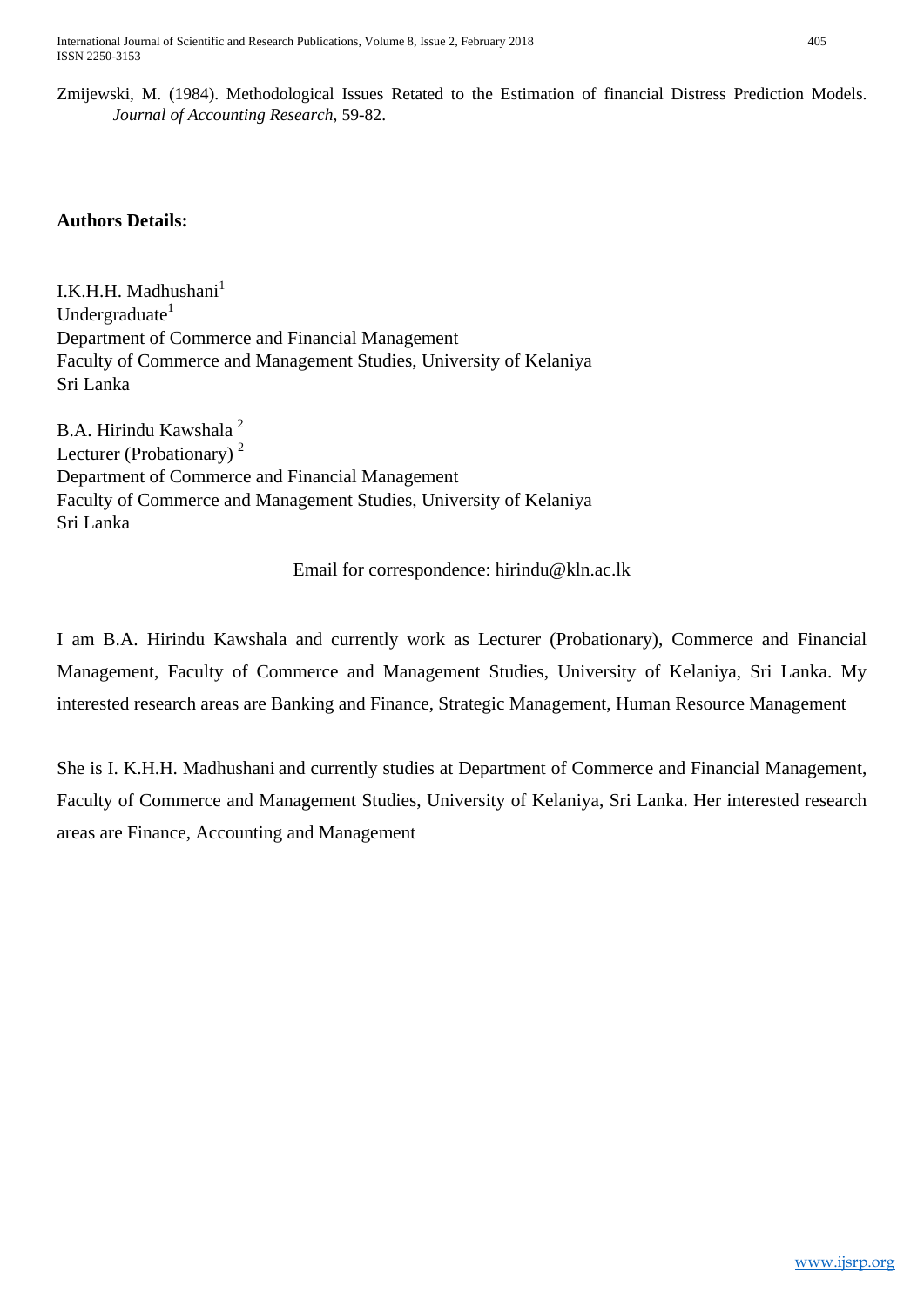Zmijewski, M. (1984). Methodological Issues Retated to the Estimation of financial Distress Prediction Models. *Journal of Accounting Research*, 59-82.

**Authors Details:**

I.K.H.H. Madhushani[1]
Undergraduate[1]
Department of Commerce and Financial Management
Faculty of Commerce and Management Studies, University of Kelaniya
Sri Lanka

B.A. Hirindu Kawshala [2]
Lecturer (Probationary) [2]
Department of Commerce and Financial Management
Faculty of Commerce and Management Studies, University of Kelaniya
Sri Lanka

Email for correspondence: hirindu@kln.ac.lk

I am B.A. Hirindu Kawshala and currently work as Lecturer (Probationary), Commerce and Financial Management, Faculty of Commerce and Management Studies, University of Kelaniya, Sri Lanka. My interested research areas are Banking and Finance, Strategic Management, Human Resource Management

She is I. K.H.H. Madhushani and currently studies at Department of Commerce and Financial Management, Faculty of Commerce and Management Studies, University of Kelaniya, Sri Lanka. Her interested research areas are Finance, Accounting and Management